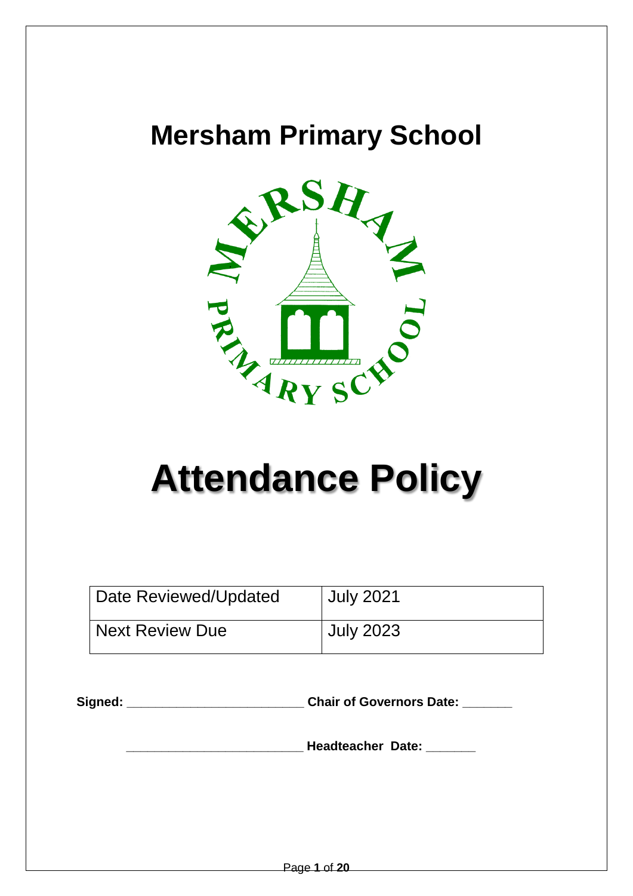# Mersham Primary School

# Attendance Policy

| Date Reviewed/Updated | July 2021 |
| --- | --- |
| Next Review Due | July 2023 |

**Signed: \_\_\_\_\_\_\_\_\_\_\_\_\_\_\_\_\_\_\_\_\_\_\_\_\_\_ Chair of Governors Date: \_\_\_\_\_\_\_**

**\_\_\_\_\_\_\_\_\_\_\_\_\_\_\_\_\_\_\_\_\_\_\_\_\_\_ Headteacher Date: \_\_\_\_\_\_\_**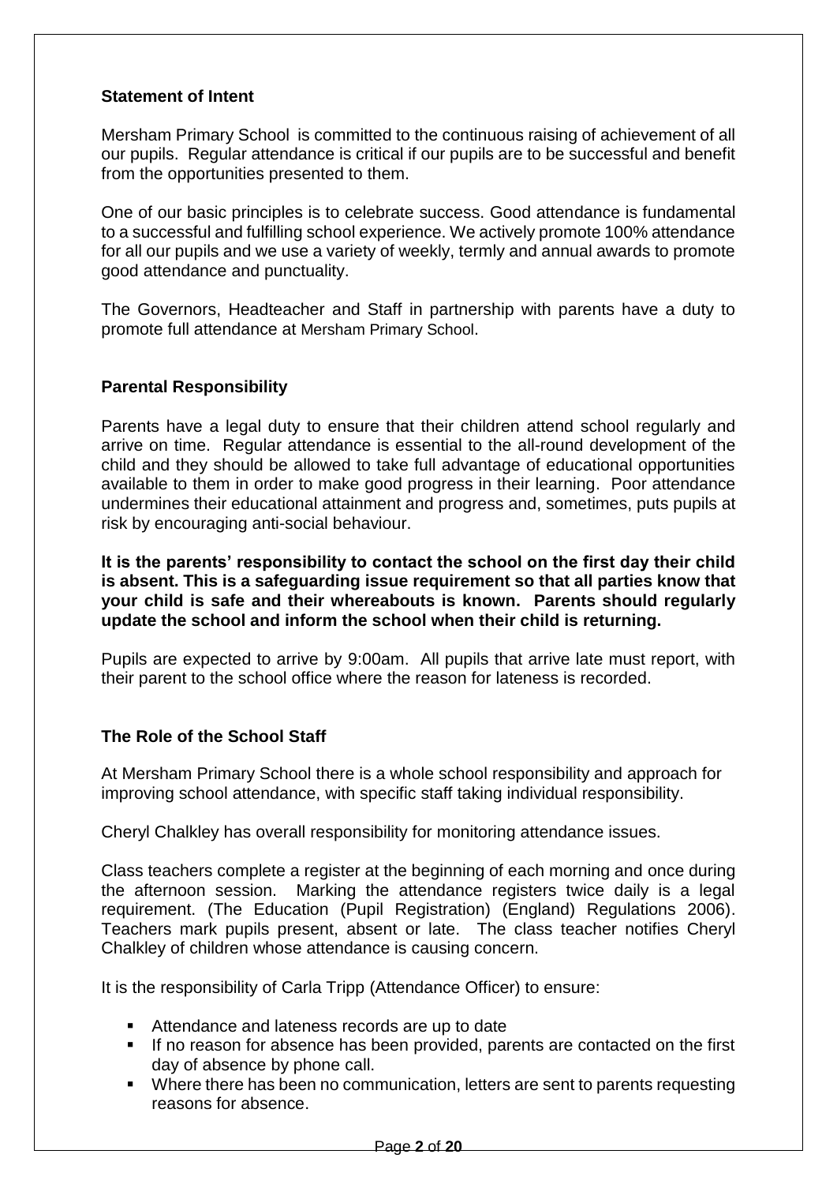**Statement of Intent**

Mersham Primary School is committed to the continuous raising of achievement of all our pupils. Regular attendance is critical if our pupils are to be successful and benefit from the opportunities presented to them.

One of our basic principles is to celebrate success. Good attendance is fundamental to a successful and fulfilling school experience. We actively promote 100% attendance for all our pupils and we use a variety of weekly, termly and annual awards to promote good attendance and punctuality.

The Governors, Headteacher and Staff in partnership with parents have a duty to promote full attendance at Mersham Primary School.

**Parental Responsibility**

Parents have a legal duty to ensure that their children attend school regularly and arrive on time. Regular attendance is essential to the all-round development of the child and they should be allowed to take full advantage of educational opportunities available to them in order to make good progress in their learning. Poor attendance undermines their educational attainment and progress and, sometimes, puts pupils at risk by encouraging anti-social behaviour.

**It is the parents' responsibility to contact the school on the first day their child is absent. This is a safeguarding issue requirement so that all parties know that your child is safe and their whereabouts is known. Parents should regularly update the school and inform the school when their child is returning.**

Pupils are expected to arrive by 9:00am. All pupils that arrive late must report, with their parent to the school office where the reason for lateness is recorded.

**The Role of the School Staff**

At Mersham Primary School there is a whole school responsibility and approach for improving school attendance, with specific staff taking individual responsibility.

Cheryl Chalkley has overall responsibility for monitoring attendance issues.

Class teachers complete a register at the beginning of each morning and once during the afternoon session. Marking the attendance registers twice daily is a legal requirement. (The Education (Pupil Registration) (England) Regulations 2006). Teachers mark pupils present, absent or late. The class teacher notifies Cheryl Chalkley of children whose attendance is causing concern.

It is the responsibility of Carla Tripp (Attendance Officer) to ensure:

- Attendance and lateness records are up to date
- If no reason for absence has been provided, parents are contacted on the first day of absence by phone call.
- Where there has been no communication, letters are sent to parents requesting reasons for absence.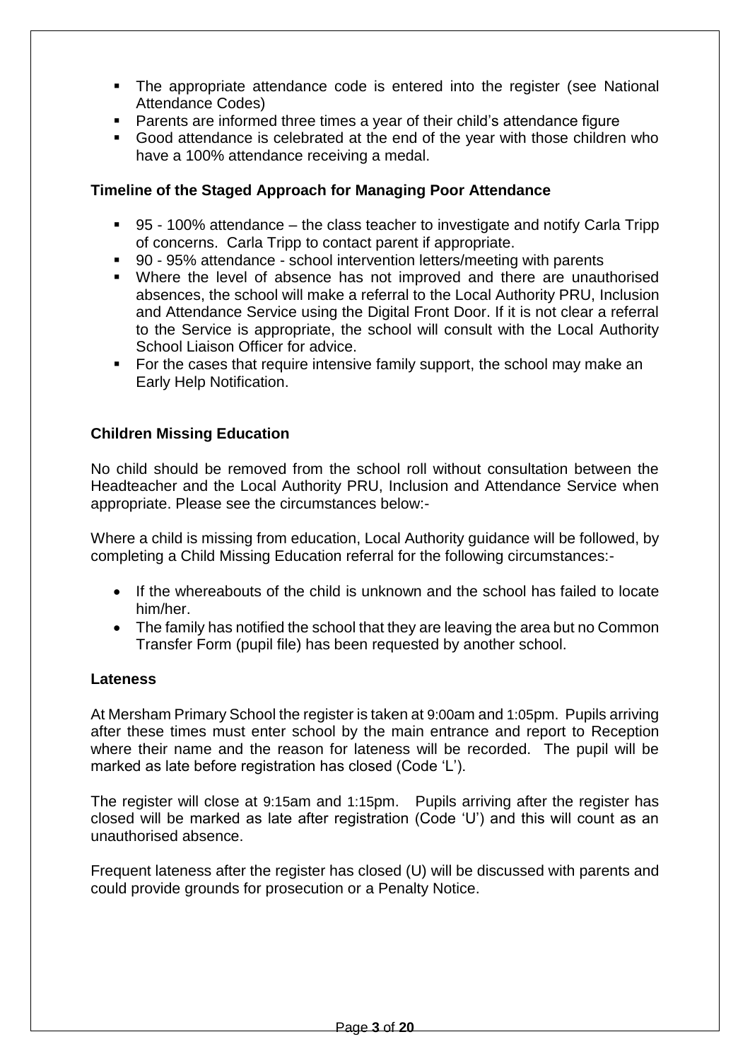- The appropriate attendance code is entered into the register (see National Attendance Codes)
- Parents are informed three times a year of their child's attendance figure
- Good attendance is celebrated at the end of the year with those children who have a 100% attendance receiving a medal.

**Timeline of the Staged Approach for Managing Poor Attendance**

- 95 - 100% attendance – the class teacher to investigate and notify Carla Tripp of concerns. Carla Tripp to contact parent if appropriate.
- 90 - 95% attendance - school intervention letters/meeting with parents
- Where the level of absence has not improved and there are unauthorised absences, the school will make a referral to the Local Authority PRU, Inclusion and Attendance Service using the Digital Front Door. If it is not clear a referral to the Service is appropriate, the school will consult with the Local Authority School Liaison Officer for advice.
- For the cases that require intensive family support, the school may make an Early Help Notification.

**Children Missing Education**

No child should be removed from the school roll without consultation between the Headteacher and the Local Authority PRU, Inclusion and Attendance Service when appropriate. Please see the circumstances below:-

Where a child is missing from education, Local Authority guidance will be followed, by completing a Child Missing Education referral for the following circumstances:-

- If the whereabouts of the child is unknown and the school has failed to locate him/her.
- The family has notified the school that they are leaving the area but no Common Transfer Form (pupil file) has been requested by another school.

**Lateness**

At Mersham Primary School the register is taken at 9:00am and 1:05pm. Pupils arriving after these times must enter school by the main entrance and report to Reception where their name and the reason for lateness will be recorded. The pupil will be marked as late before registration has closed (Code 'L').

The register will close at 9:15am and 1:15pm. Pupils arriving after the register has closed will be marked as late after registration (Code 'U') and this will count as an unauthorised absence.

Frequent lateness after the register has closed (U) will be discussed with parents and could provide grounds for prosecution or a Penalty Notice.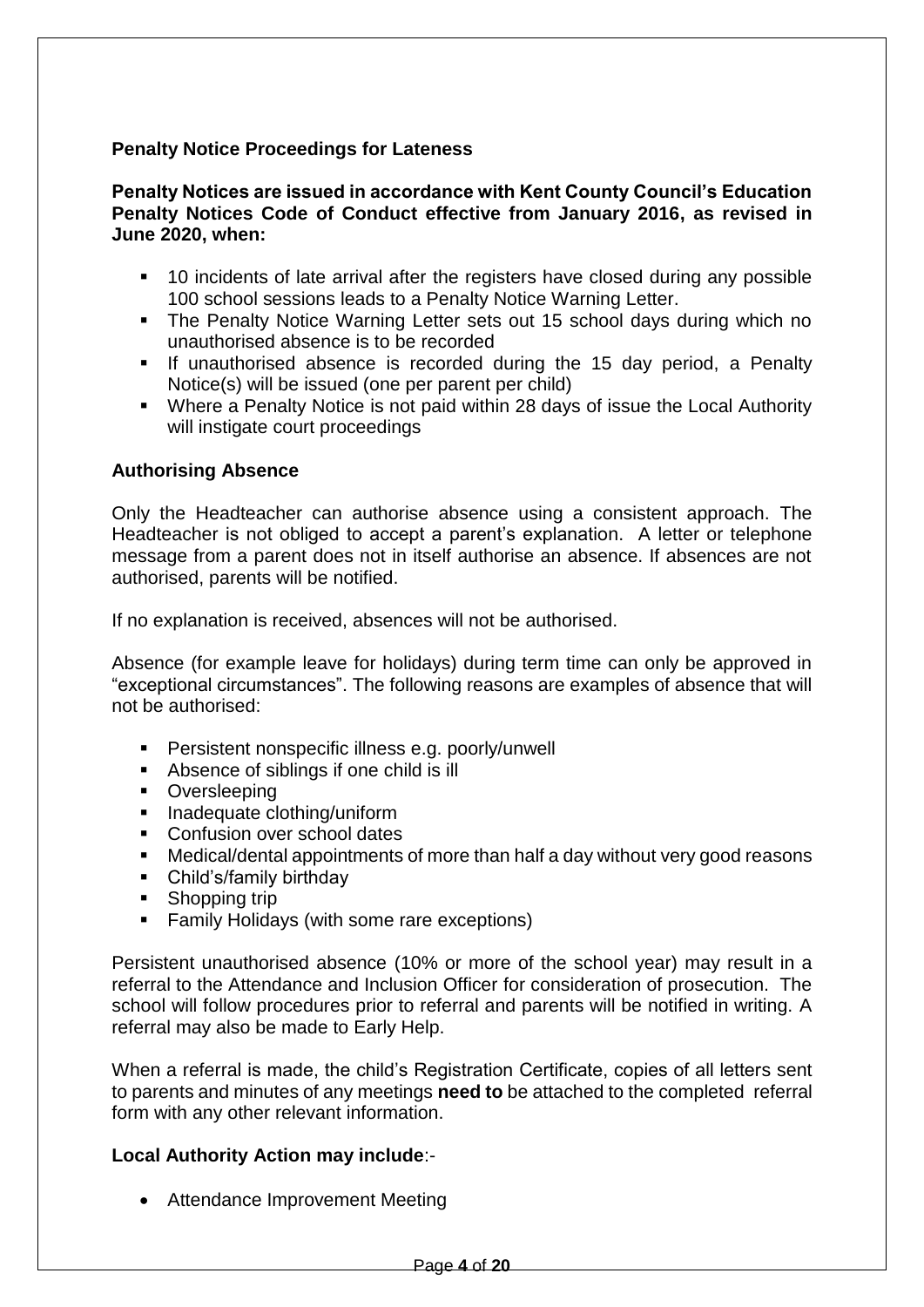**Penalty Notice Proceedings for Lateness**

**Penalty Notices are issued in accordance with Kent County Council's Education Penalty Notices Code of Conduct effective from January 2016, as revised in June 2020, when:**

- 10 incidents of late arrival after the registers have closed during any possible 100 school sessions leads to a Penalty Notice Warning Letter.
- The Penalty Notice Warning Letter sets out 15 school days during which no unauthorised absence is to be recorded
- If unauthorised absence is recorded during the 15 day period, a Penalty Notice(s) will be issued (one per parent per child)
- Where a Penalty Notice is not paid within 28 days of issue the Local Authority will instigate court proceedings

**Authorising Absence**

Only the Headteacher can authorise absence using a consistent approach. The Headteacher is not obliged to accept a parent's explanation. A letter or telephone message from a parent does not in itself authorise an absence. If absences are not authorised, parents will be notified.

If no explanation is received, absences will not be authorised.

Absence (for example leave for holidays) during term time can only be approved in "exceptional circumstances". The following reasons are examples of absence that will not be authorised:

- Persistent nonspecific illness e.g. poorly/unwell
- Absence of siblings if one child is ill
- Oversleeping
- Inadequate clothing/uniform
- Confusion over school dates
- Medical/dental appointments of more than half a day without very good reasons
- Child's/family birthday
- Shopping trip
- Family Holidays (with some rare exceptions)

Persistent unauthorised absence (10% or more of the school year) may result in a referral to the Attendance and Inclusion Officer for consideration of prosecution. The school will follow procedures prior to referral and parents will be notified in writing. A referral may also be made to Early Help.

When a referral is made, the child's Registration Certificate, copies of all letters sent to parents and minutes of any meetings **need to** be attached to the completed referral form with any other relevant information.

**Local Authority Action may include**:-

- Attendance Improvement Meeting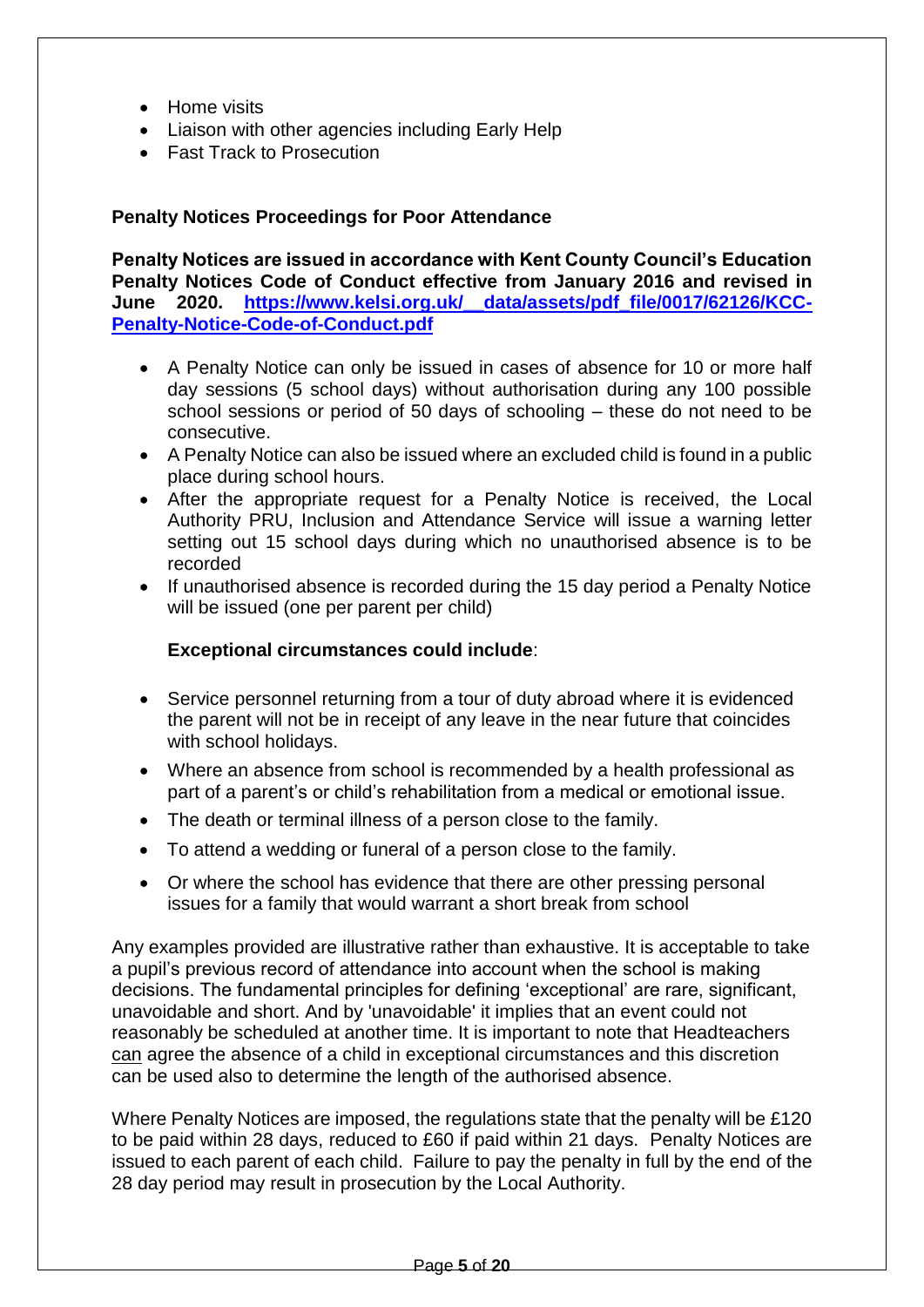- Home visits
- Liaison with other agencies including Early Help
- Fast Track to Prosecution

**Penalty Notices Proceedings for Poor Attendance**

**Penalty Notices are issued in accordance with Kent County Council's Education Penalty Notices Code of Conduct effective from January 2016 and revised in June 2020. [https://www.kelsi.org.uk/__data/assets/pdf_file/0017/62126/KCC-Penalty-Notice-Code-of-Conduct.pdf](https://www.kelsi.org.uk/__data/assets/pdf_file/0017/62126/KCC-Penalty-Notice-Code-of-Conduct.pdf)**

- A Penalty Notice can only be issued in cases of absence for 10 or more half day sessions (5 school days) without authorisation during any 100 possible school sessions or period of 50 days of schooling – these do not need to be consecutive.
- A Penalty Notice can also be issued where an excluded child is found in a public place during school hours.
- After the appropriate request for a Penalty Notice is received, the Local Authority PRU, Inclusion and Attendance Service will issue a warning letter setting out 15 school days during which no unauthorised absence is to be recorded
- If unauthorised absence is recorded during the 15 day period a Penalty Notice will be issued (one per parent per child)

**Exceptional circumstances could include**:

- Service personnel returning from a tour of duty abroad where it is evidenced the parent will not be in receipt of any leave in the near future that coincides with school holidays.
- Where an absence from school is recommended by a health professional as part of a parent's or child's rehabilitation from a medical or emotional issue.
- The death or terminal illness of a person close to the family.
- To attend a wedding or funeral of a person close to the family.
- Or where the school has evidence that there are other pressing personal issues for a family that would warrant a short break from school

Any examples provided are illustrative rather than exhaustive. It is acceptable to take a pupil's previous record of attendance into account when the school is making decisions. The fundamental principles for defining 'exceptional' are rare, significant, unavoidable and short. And by 'unavoidable' it implies that an event could not reasonably be scheduled at another time. It is important to note that Headteachers can agree the absence of a child in exceptional circumstances and this discretion can be used also to determine the length of the authorised absence.

Where Penalty Notices are imposed, the regulations state that the penalty will be £120 to be paid within 28 days, reduced to £60 if paid within 21 days. Penalty Notices are issued to each parent of each child. Failure to pay the penalty in full by the end of the 28 day period may result in prosecution by the Local Authority.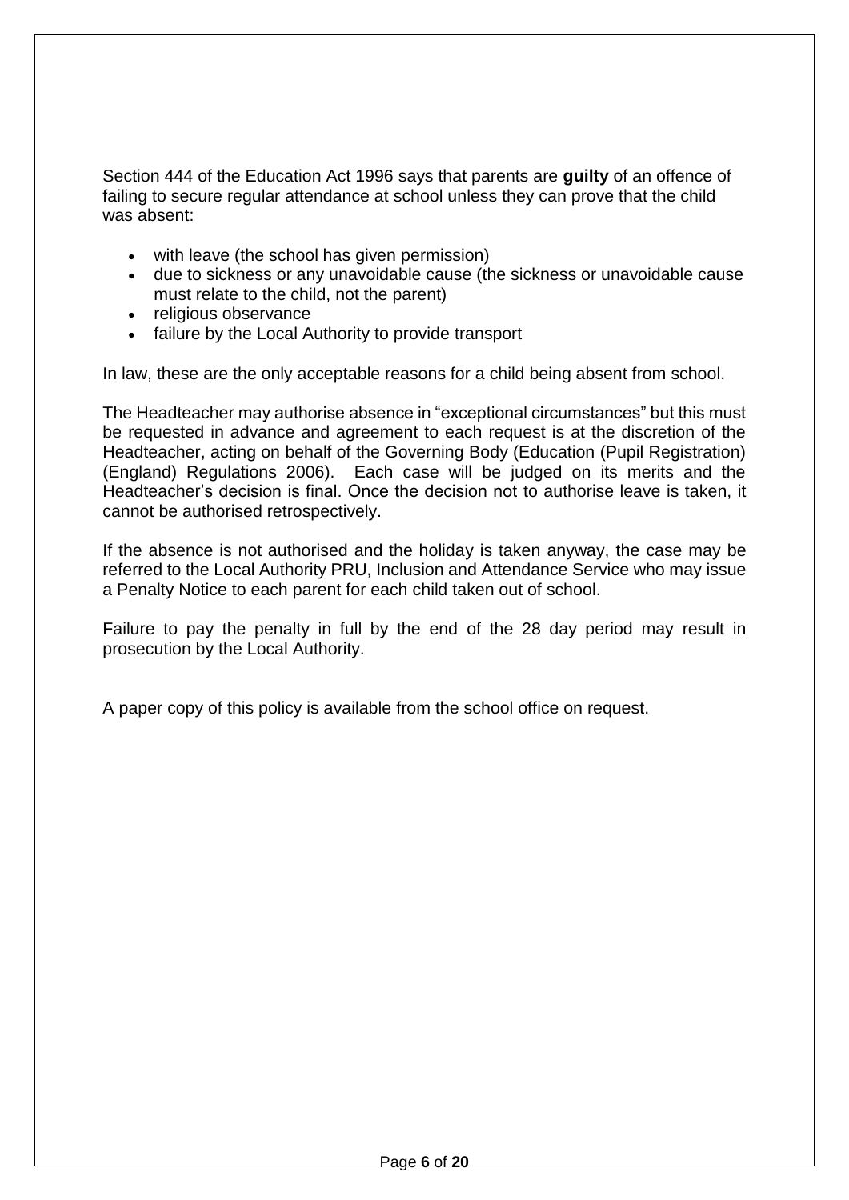Section 444 of the Education Act 1996 says that parents are **guilty** of an offence of failing to secure regular attendance at school unless they can prove that the child was absent:

- with leave (the school has given permission)
- due to sickness or any unavoidable cause (the sickness or unavoidable cause must relate to the child, not the parent)
- religious observance
- failure by the Local Authority to provide transport

In law, these are the only acceptable reasons for a child being absent from school.

The Headteacher may authorise absence in "exceptional circumstances" but this must be requested in advance and agreement to each request is at the discretion of the Headteacher, acting on behalf of the Governing Body (Education (Pupil Registration) (England) Regulations 2006). Each case will be judged on its merits and the Headteacher's decision is final. Once the decision not to authorise leave is taken, it cannot be authorised retrospectively.

If the absence is not authorised and the holiday is taken anyway, the case may be referred to the Local Authority PRU, Inclusion and Attendance Service who may issue a Penalty Notice to each parent for each child taken out of school.

Failure to pay the penalty in full by the end of the 28 day period may result in prosecution by the Local Authority.

A paper copy of this policy is available from the school office on request.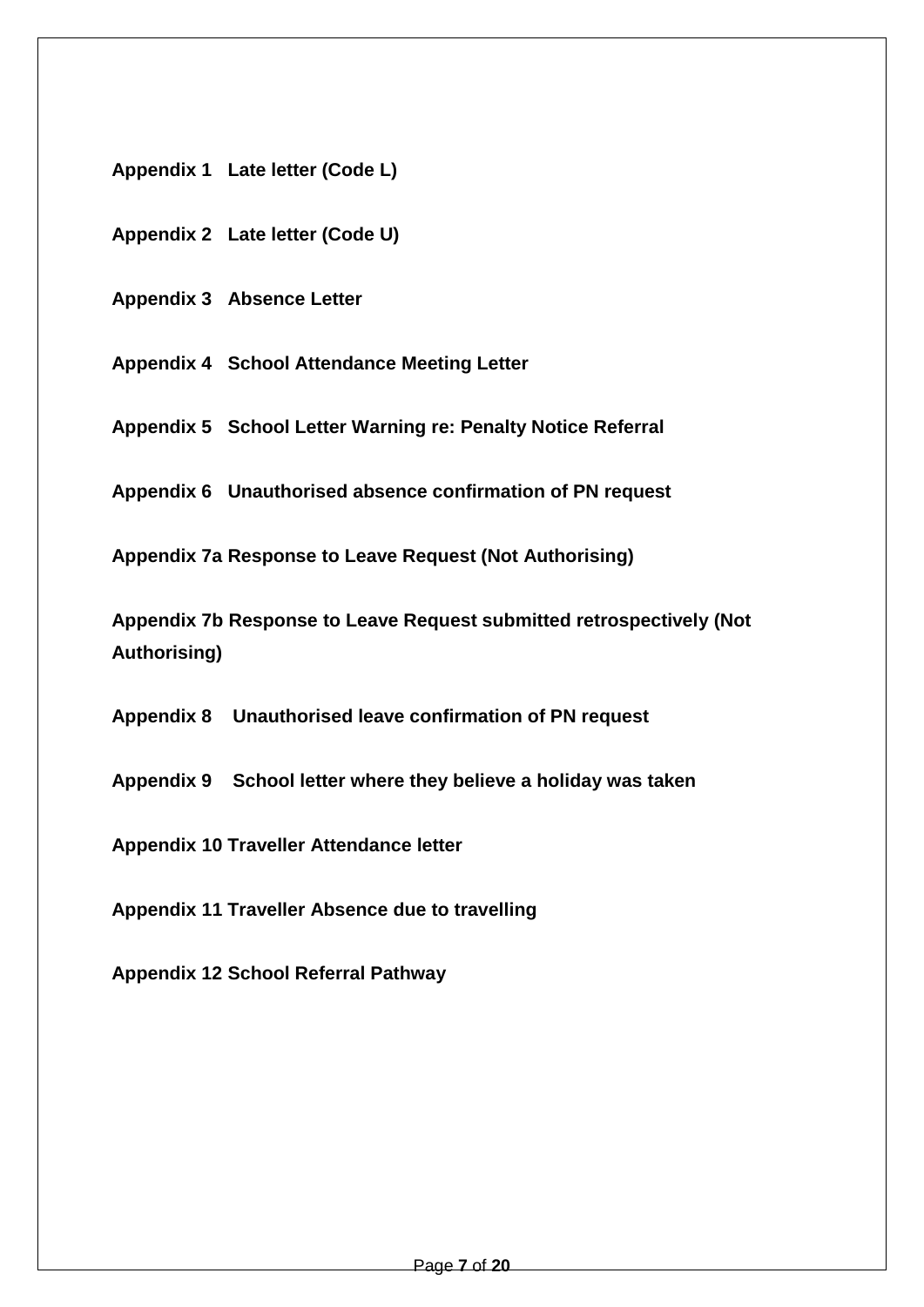**Appendix 1   Late letter (Code L)**

**Appendix 2   Late letter (Code U)**

**Appendix 3   Absence Letter**

**Appendix 4   School Attendance Meeting Letter**

**Appendix 5   School Letter Warning re: Penalty Notice Referral**

**Appendix 6   Unauthorised absence confirmation of PN request**

**Appendix 7a Response to Leave Request (Not Authorising)**

**Appendix 7b Response to Leave Request submitted retrospectively (Not Authorising)**

**Appendix 8    Unauthorised leave confirmation of PN request**

**Appendix 9    School letter where they believe a holiday was taken**

**Appendix 10 Traveller Attendance letter**

**Appendix 11 Traveller Absence due to travelling**

**Appendix 12 School Referral Pathway**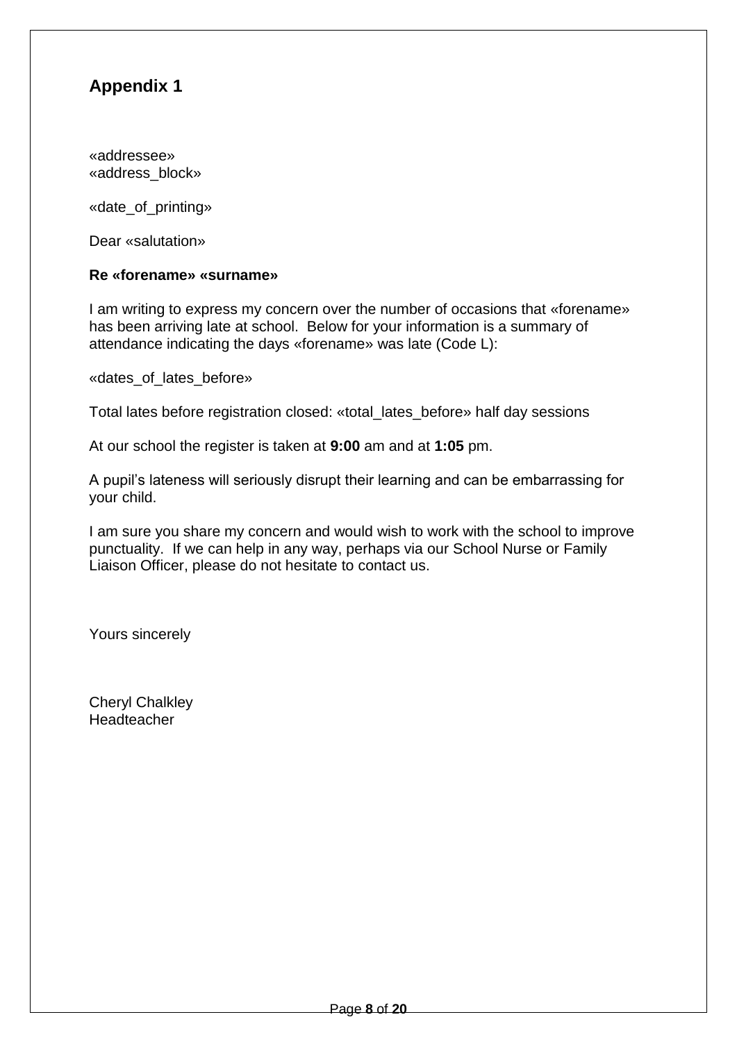## Appendix 1

«addressee»
«address_block»

«date_of_printing»

Dear «salutation»

**Re «forename» «surname»**

I am writing to express my concern over the number of occasions that «forename» has been arriving late at school. Below for your information is a summary of attendance indicating the days «forename» was late (Code L):

«dates_of_lates_before»

Total lates before registration closed: «total_lates_before» half day sessions

At our school the register is taken at **9:00** am and at **1:05** pm.

A pupil's lateness will seriously disrupt their learning and can be embarrassing for your child.

I am sure you share my concern and would wish to work with the school to improve punctuality. If we can help in any way, perhaps via our School Nurse or Family Liaison Officer, please do not hesitate to contact us.

Yours sincerely

Cheryl Chalkley
Headteacher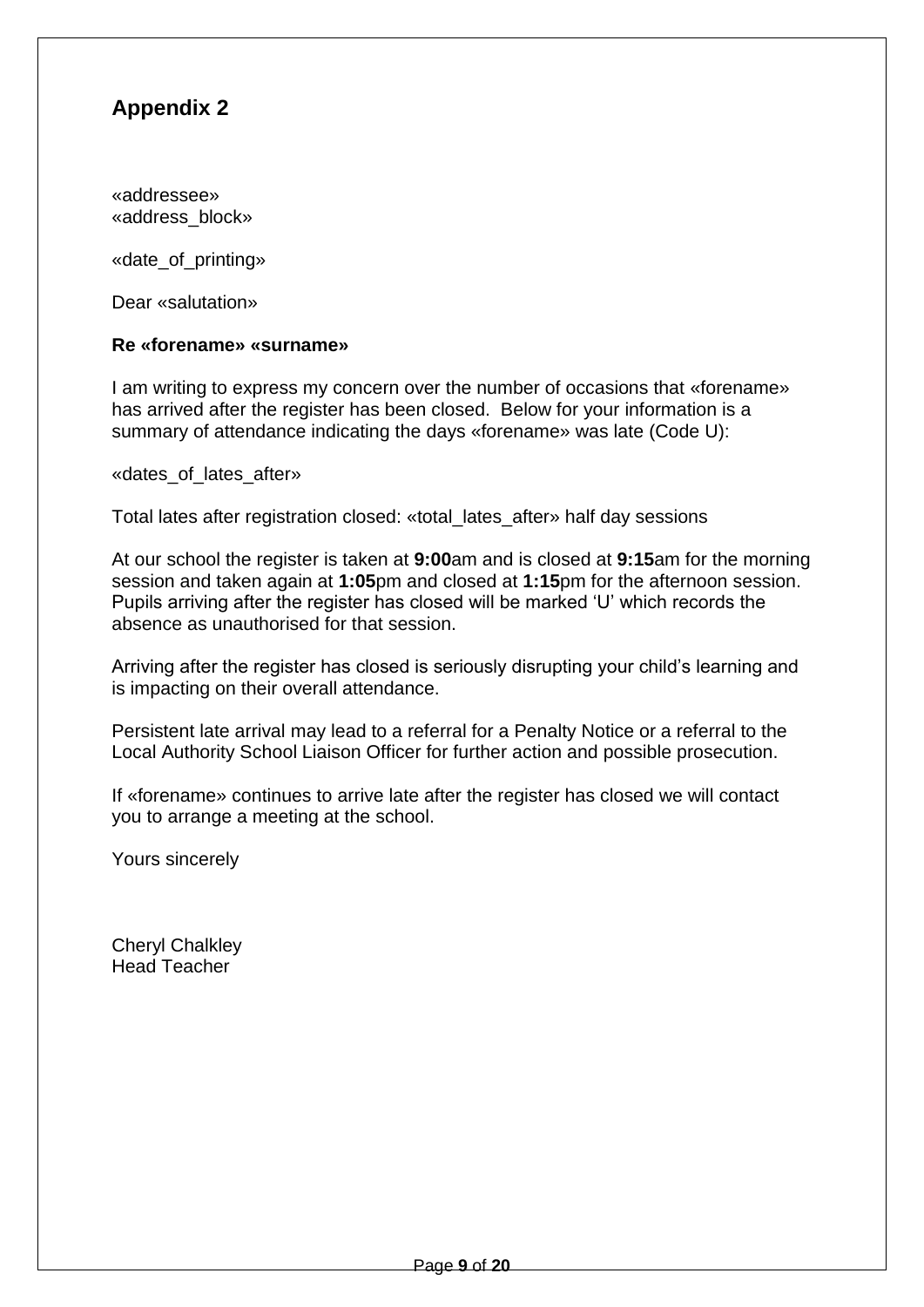## Appendix 2

«addressee»  
«address_block»

«date_of_printing»

Dear «salutation»

**Re «forename» «surname»**

I am writing to express my concern over the number of occasions that «forename» has arrived after the register has been closed. Below for your information is a summary of attendance indicating the days «forename» was late (Code U):

«dates_of_lates_after»

Total lates after registration closed: «total_lates_after» half day sessions

At our school the register is taken at **9:00**am and is closed at **9:15**am for the morning session and taken again at **1:05**pm and closed at **1:15**pm for the afternoon session. Pupils arriving after the register has closed will be marked 'U' which records the absence as unauthorised for that session.

Arriving after the register has closed is seriously disrupting your child's learning and is impacting on their overall attendance.

Persistent late arrival may lead to a referral for a Penalty Notice or a referral to the Local Authority School Liaison Officer for further action and possible prosecution.

If «forename» continues to arrive late after the register has closed we will contact you to arrange a meeting at the school.

Yours sincerely

Cheryl Chalkley  
Head Teacher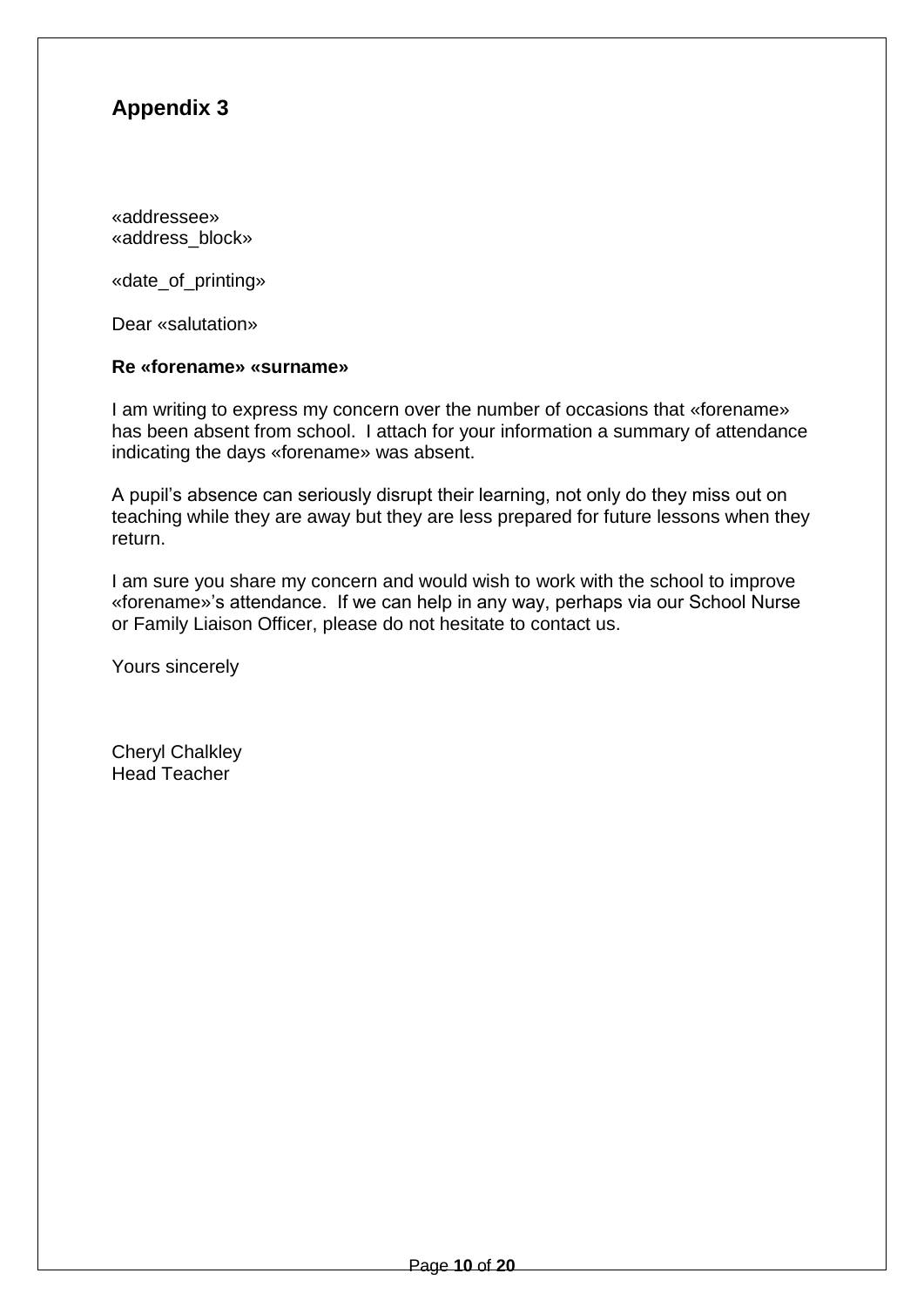## Appendix 3

«addressee»
«address_block»

«date_of_printing»

Dear «salutation»

**Re «forename» «surname»**

I am writing to express my concern over the number of occasions that «forename» has been absent from school. I attach for your information a summary of attendance indicating the days «forename» was absent.

A pupil's absence can seriously disrupt their learning, not only do they miss out on teaching while they are away but they are less prepared for future lessons when they return.

I am sure you share my concern and would wish to work with the school to improve «forename»'s attendance. If we can help in any way, perhaps via our School Nurse or Family Liaison Officer, please do not hesitate to contact us.

Yours sincerely

Cheryl Chalkley
Head Teacher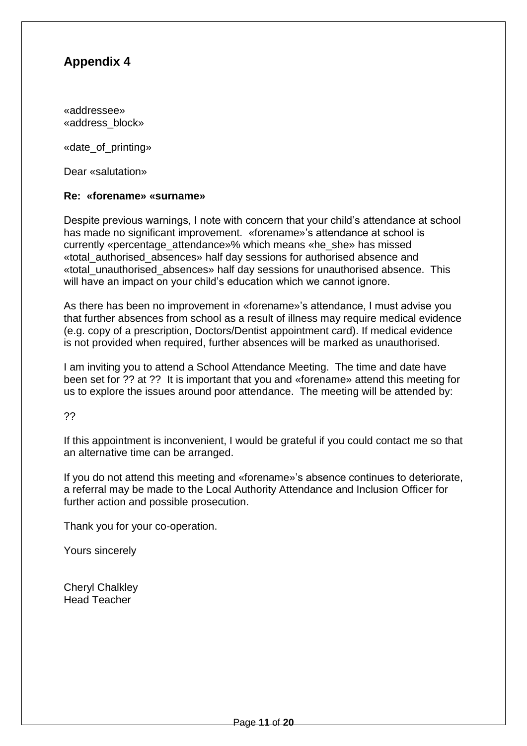## Appendix 4

«addressee»
«address_block»

«date_of_printing»

Dear «salutation»

**Re: «forename» «surname»**

Despite previous warnings, I note with concern that your child's attendance at school has made no significant improvement. «forename»'s attendance at school is currently «percentage_attendance»% which means «he_she» has missed «total_authorised_absences» half day sessions for authorised absence and «total_unauthorised_absences» half day sessions for unauthorised absence. This will have an impact on your child's education which we cannot ignore.

As there has been no improvement in «forename»'s attendance, I must advise you that further absences from school as a result of illness may require medical evidence (e.g. copy of a prescription, Doctors/Dentist appointment card). If medical evidence is not provided when required, further absences will be marked as unauthorised.

I am inviting you to attend a School Attendance Meeting. The time and date have been set for ?? at ?? It is important that you and «forename» attend this meeting for us to explore the issues around poor attendance. The meeting will be attended by:

??

If this appointment is inconvenient, I would be grateful if you could contact me so that an alternative time can be arranged.

If you do not attend this meeting and «forename»'s absence continues to deteriorate, a referral may be made to the Local Authority Attendance and Inclusion Officer for further action and possible prosecution.

Thank you for your co-operation.

Yours sincerely

Cheryl Chalkley
Head Teacher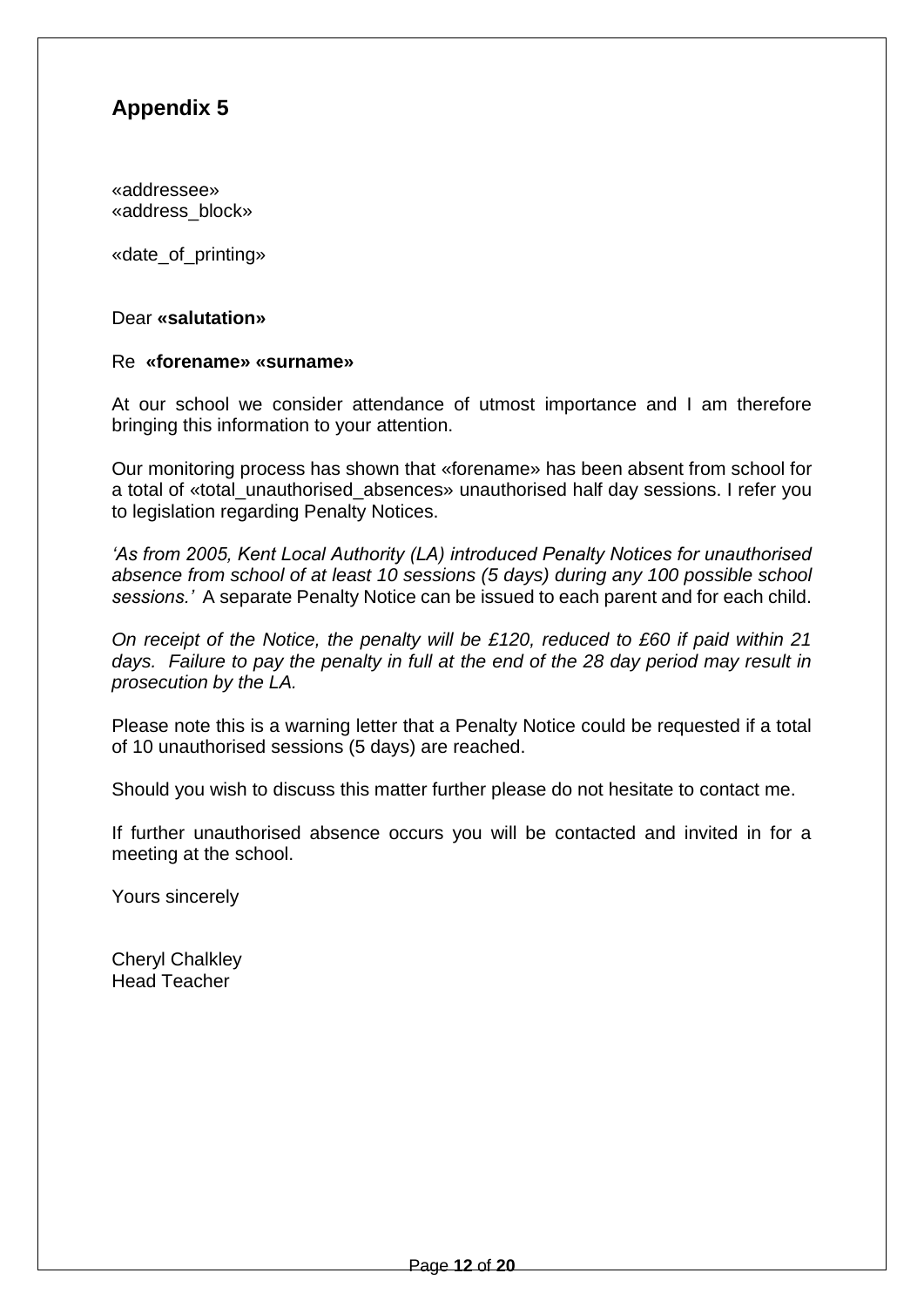## Appendix 5

«addressee»
«address_block»

«date_of_printing»

Dear **«salutation»**

Re **«forename» «surname»**

At our school we consider attendance of utmost importance and I am therefore bringing this information to your attention.

Our monitoring process has shown that «forename» has been absent from school for a total of «total_unauthorised_absences» unauthorised half day sessions. I refer you to legislation regarding Penalty Notices.

*'As from 2005, Kent Local Authority (LA) introduced Penalty Notices for unauthorised absence from school of at least 10 sessions (5 days) during any 100 possible school sessions.'* A separate Penalty Notice can be issued to each parent and for each child.

*On receipt of the Notice, the penalty will be £120, reduced to £60 if paid within 21 days. Failure to pay the penalty in full at the end of the 28 day period may result in prosecution by the LA.*

Please note this is a warning letter that a Penalty Notice could be requested if a total of 10 unauthorised sessions (5 days) are reached.

Should you wish to discuss this matter further please do not hesitate to contact me.

If further unauthorised absence occurs you will be contacted and invited in for a meeting at the school.

Yours sincerely

Cheryl Chalkley
Head Teacher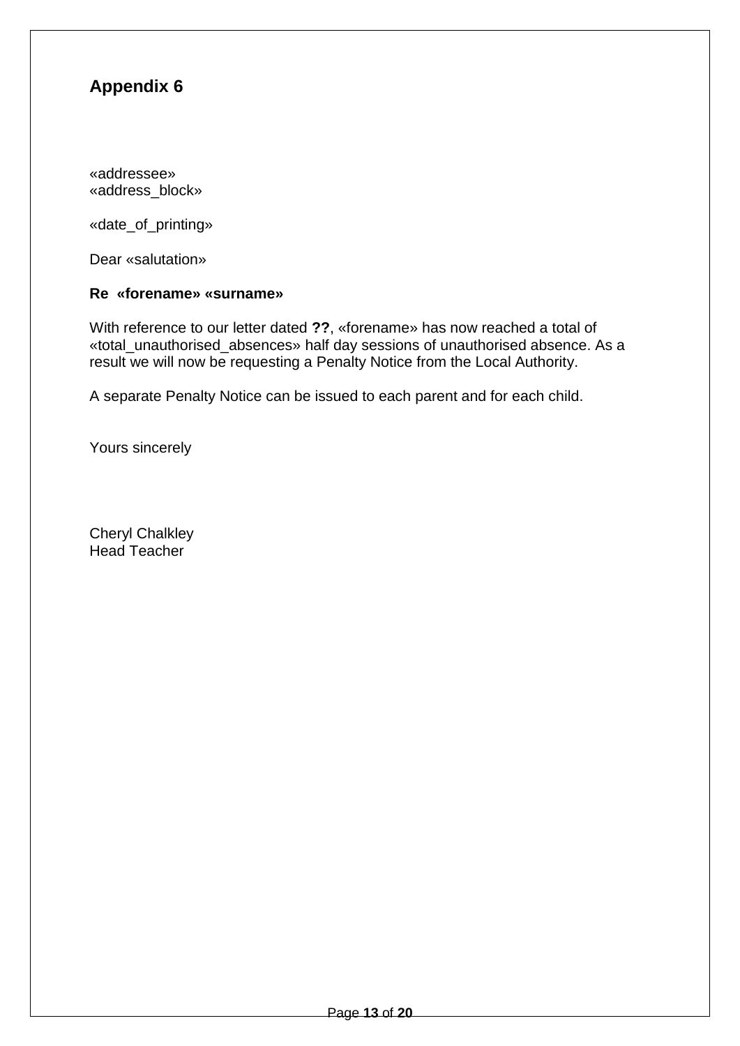## Appendix 6

«addressee»
«address_block»

«date_of_printing»

Dear «salutation»

**Re «forename» «surname»**

With reference to our letter dated **??**, «forename» has now reached a total of «total_unauthorised_absences» half day sessions of unauthorised absence. As a result we will now be requesting a Penalty Notice from the Local Authority.

A separate Penalty Notice can be issued to each parent and for each child.

Yours sincerely

Cheryl Chalkley
Head Teacher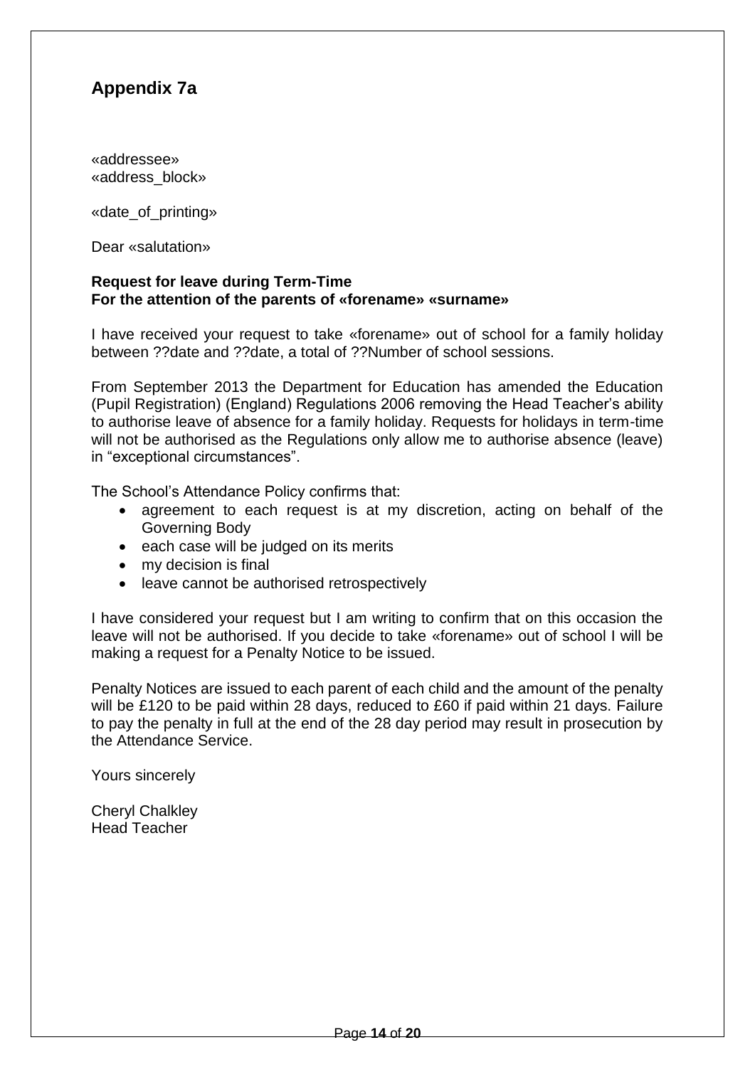## Appendix 7a

«addressee»
«address_block»

«date_of_printing»

Dear «salutation»

**Request for leave during Term-Time**
**For the attention of the parents of «forename» «surname»**

I have received your request to take «forename» out of school for a family holiday between ??date and ??date, a total of ??Number of school sessions.

From September 2013 the Department for Education has amended the Education (Pupil Registration) (England) Regulations 2006 removing the Head Teacher's ability to authorise leave of absence for a family holiday. Requests for holidays in term-time will not be authorised as the Regulations only allow me to authorise absence (leave) in "exceptional circumstances".

The School's Attendance Policy confirms that:

- agreement to each request is at my discretion, acting on behalf of the Governing Body
- each case will be judged on its merits
- my decision is final
- leave cannot be authorised retrospectively

I have considered your request but I am writing to confirm that on this occasion the leave will not be authorised. If you decide to take «forename» out of school I will be making a request for a Penalty Notice to be issued.

Penalty Notices are issued to each parent of each child and the amount of the penalty will be £120 to be paid within 28 days, reduced to £60 if paid within 21 days. Failure to pay the penalty in full at the end of the 28 day period may result in prosecution by the Attendance Service.

Yours sincerely

Cheryl Chalkley
Head Teacher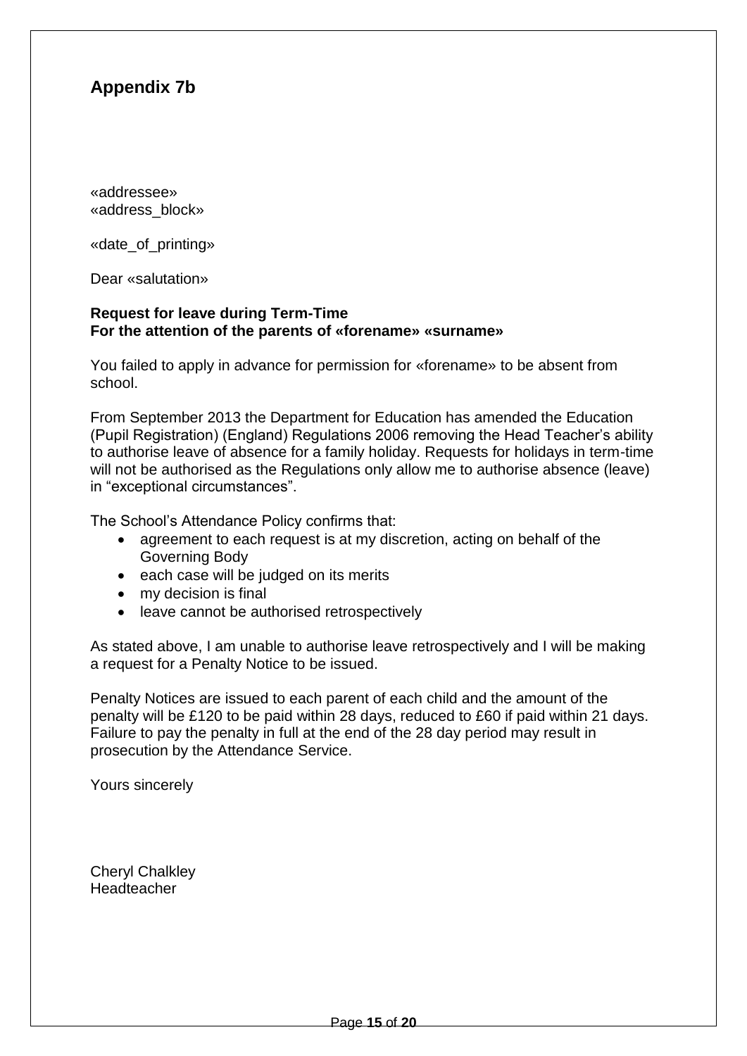## Appendix 7b

«addressee»
«address_block»

«date_of_printing»

Dear «salutation»

**Request for leave during Term-Time**
**For the attention of the parents of «forename» «surname»**

You failed to apply in advance for permission for «forename» to be absent from school.

From September 2013 the Department for Education has amended the Education (Pupil Registration) (England) Regulations 2006 removing the Head Teacher's ability to authorise leave of absence for a family holiday. Requests for holidays in term-time will not be authorised as the Regulations only allow me to authorise absence (leave) in "exceptional circumstances".

The School's Attendance Policy confirms that:

- agreement to each request is at my discretion, acting on behalf of the Governing Body
- each case will be judged on its merits
- my decision is final
- leave cannot be authorised retrospectively

As stated above, I am unable to authorise leave retrospectively and I will be making a request for a Penalty Notice to be issued.

Penalty Notices are issued to each parent of each child and the amount of the penalty will be £120 to be paid within 28 days, reduced to £60 if paid within 21 days. Failure to pay the penalty in full at the end of the 28 day period may result in prosecution by the Attendance Service.

Yours sincerely

Cheryl Chalkley
Headteacher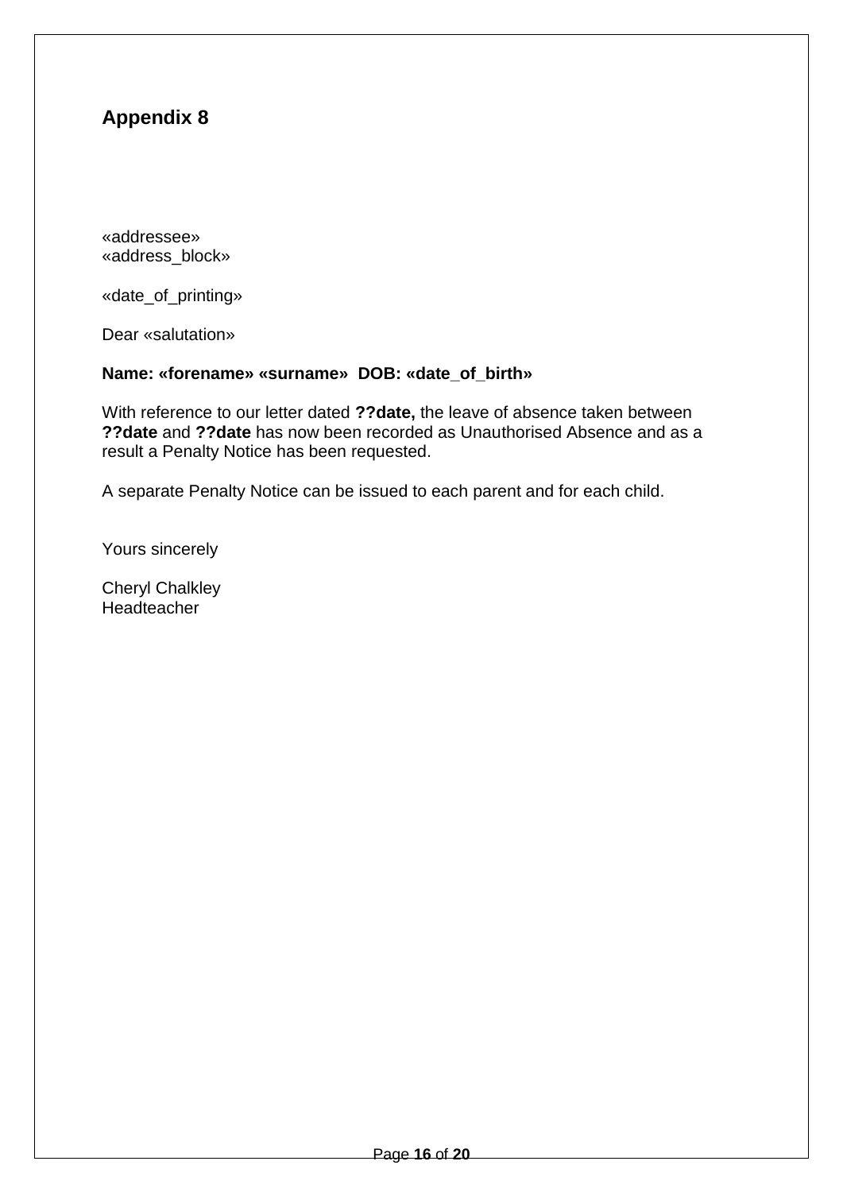## Appendix 8

«addressee»
«address_block»

«date_of_printing»

Dear «salutation»

**Name: «forename» «surname»  DOB: «date_of_birth»**

With reference to our letter dated **??date,** the leave of absence taken between **??date** and **??date** has now been recorded as Unauthorised Absence and as a result a Penalty Notice has been requested.

A separate Penalty Notice can be issued to each parent and for each child.

Yours sincerely

Cheryl Chalkley
Headteacher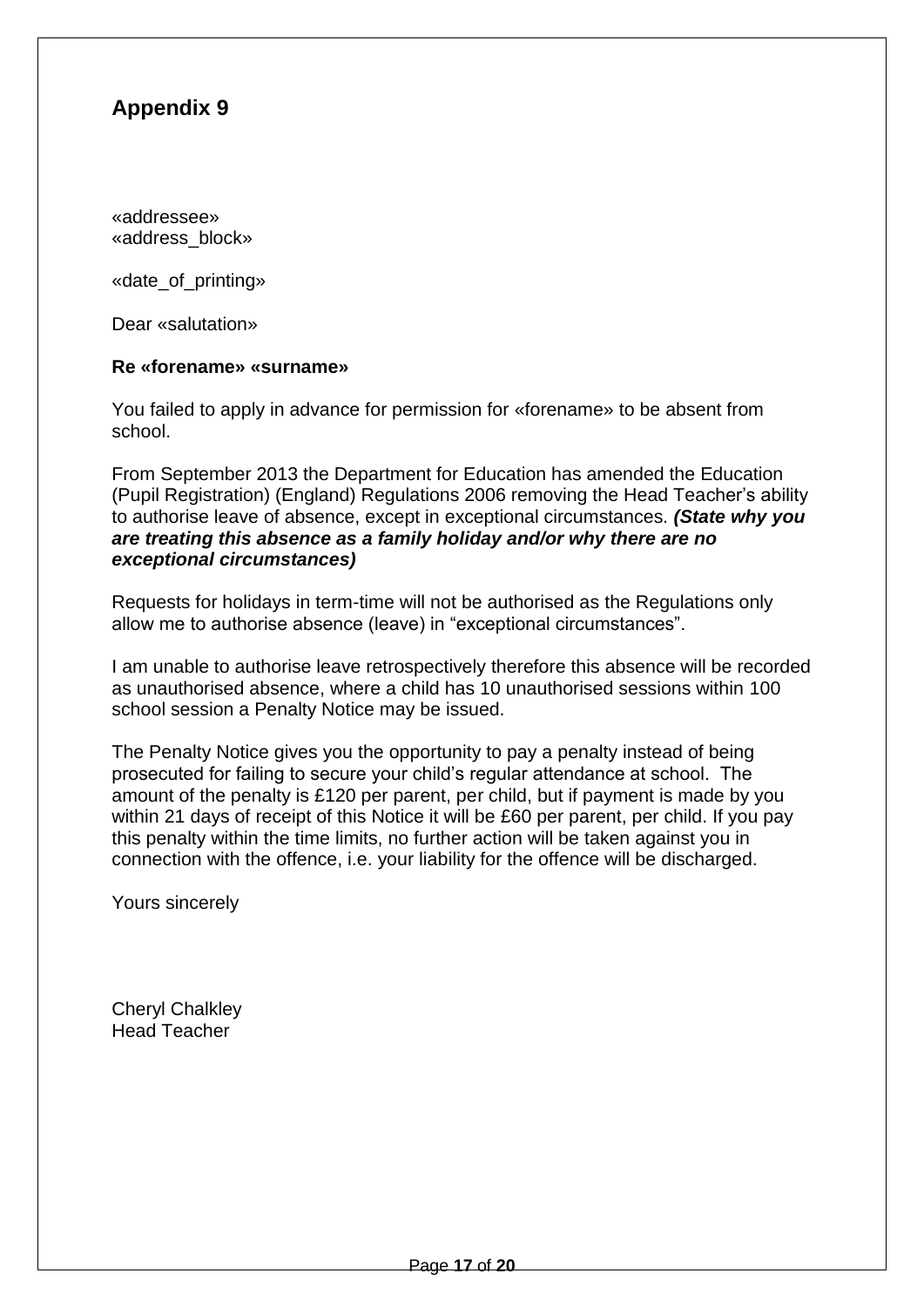## Appendix 9

«addressee»
«address_block»

«date_of_printing»

Dear «salutation»

**Re «forename» «surname»**

You failed to apply in advance for permission for «forename» to be absent from school.

From September 2013 the Department for Education has amended the Education (Pupil Registration) (England) Regulations 2006 removing the Head Teacher's ability to authorise leave of absence, except in exceptional circumstances. ***(State why you are treating this absence as a family holiday and/or why there are no exceptional circumstances)***

Requests for holidays in term-time will not be authorised as the Regulations only allow me to authorise absence (leave) in "exceptional circumstances".

I am unable to authorise leave retrospectively therefore this absence will be recorded as unauthorised absence, where a child has 10 unauthorised sessions within 100 school session a Penalty Notice may be issued.

The Penalty Notice gives you the opportunity to pay a penalty instead of being prosecuted for failing to secure your child's regular attendance at school. The amount of the penalty is £120 per parent, per child, but if payment is made by you within 21 days of receipt of this Notice it will be £60 per parent, per child. If you pay this penalty within the time limits, no further action will be taken against you in connection with the offence, i.e. your liability for the offence will be discharged.

Yours sincerely

Cheryl Chalkley
Head Teacher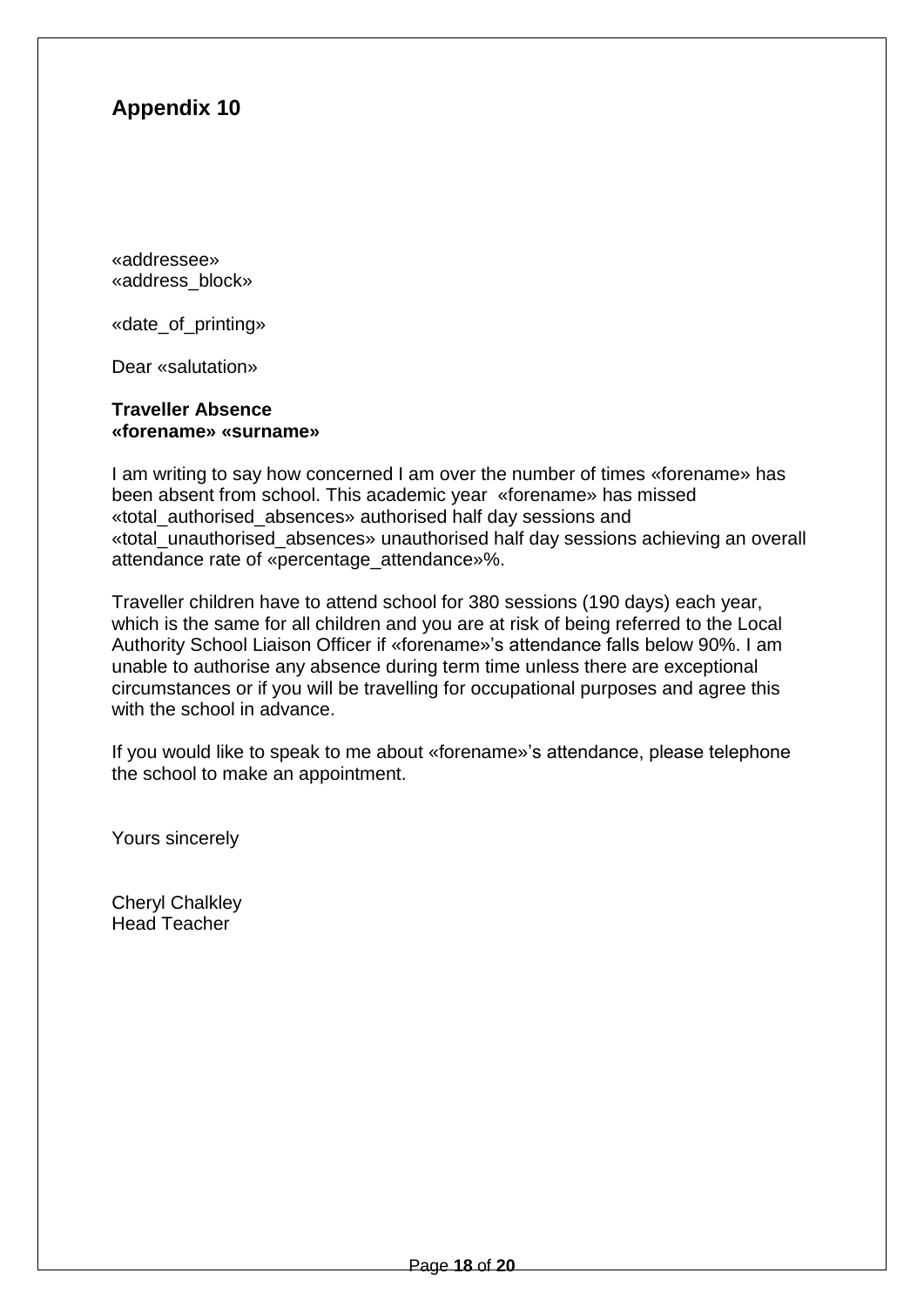## Appendix 10

«addressee»
«address_block»

«date_of_printing»

Dear «salutation»

**Traveller Absence**
**«forename» «surname»**

I am writing to say how concerned I am over the number of times «forename» has been absent from school. This academic year «forename» has missed «total_authorised_absences» authorised half day sessions and «total_unauthorised_absences» unauthorised half day sessions achieving an overall attendance rate of «percentage_attendance»%.

Traveller children have to attend school for 380 sessions (190 days) each year, which is the same for all children and you are at risk of being referred to the Local Authority School Liaison Officer if «forename»'s attendance falls below 90%. I am unable to authorise any absence during term time unless there are exceptional circumstances or if you will be travelling for occupational purposes and agree this with the school in advance.

If you would like to speak to me about «forename»'s attendance, please telephone the school to make an appointment.

Yours sincerely

Cheryl Chalkley
Head Teacher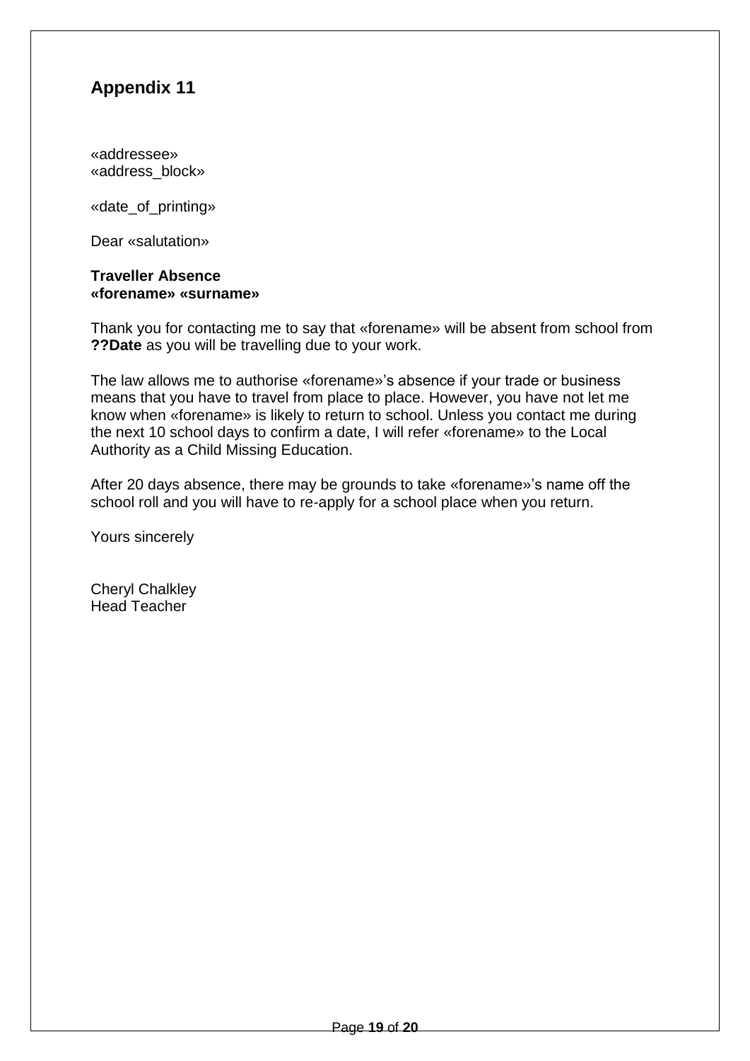## Appendix 11

«addressee»
«address_block»

«date_of_printing»

Dear «salutation»

**Traveller Absence**
**«forename» «surname»**

Thank you for contacting me to say that «forename» will be absent from school from **??Date** as you will be travelling due to your work.

The law allows me to authorise «forename»'s absence if your trade or business means that you have to travel from place to place. However, you have not let me know when «forename» is likely to return to school. Unless you contact me during the next 10 school days to confirm a date, I will refer «forename» to the Local Authority as a Child Missing Education.

After 20 days absence, there may be grounds to take «forename»'s name off the school roll and you will have to re-apply for a school place when you return.

Yours sincerely

Cheryl Chalkley
Head Teacher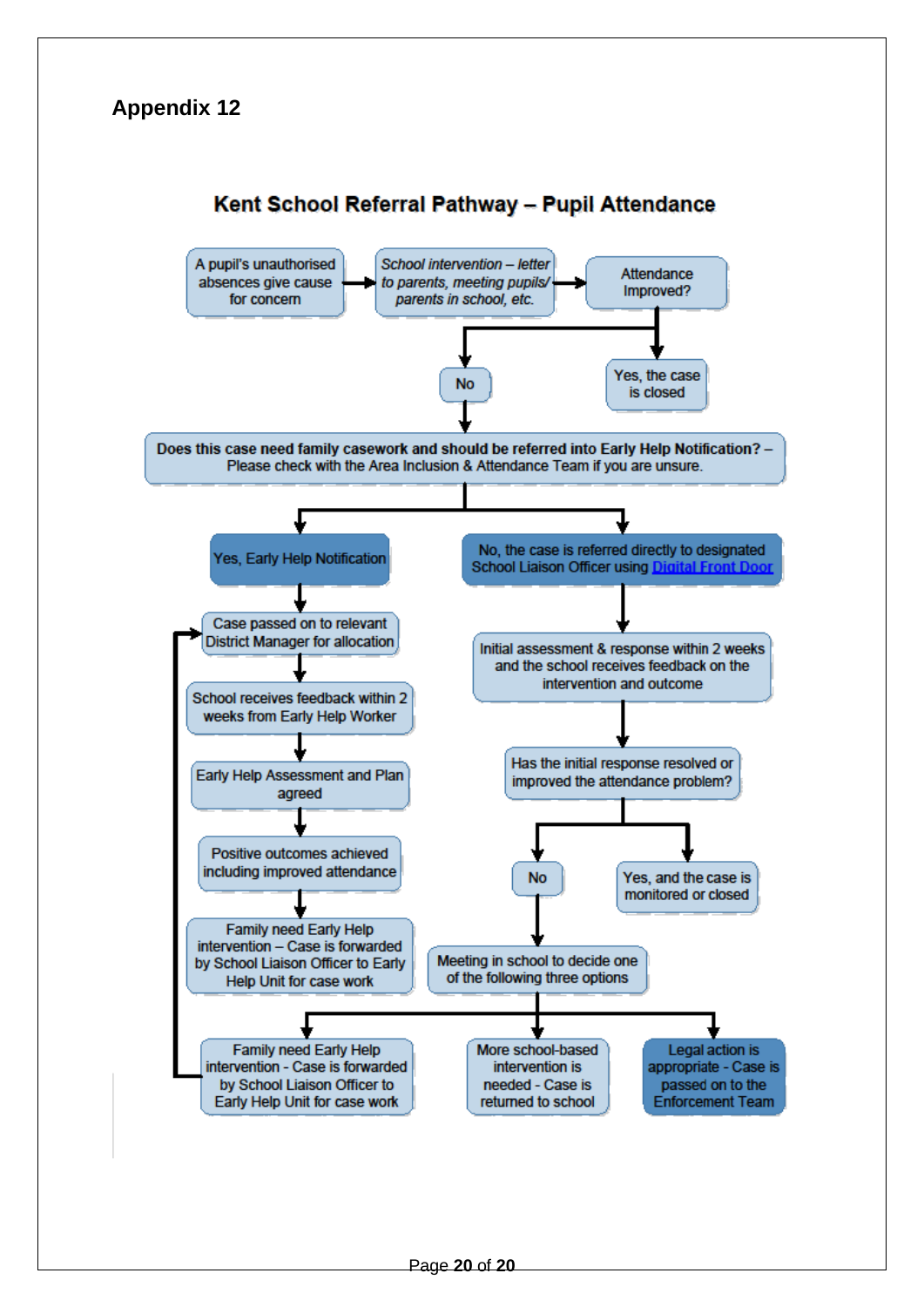## Appendix 12

### Kent School Referral Pathway – Pupil Attendance

A pupil's unauthorised absences give cause for concern

*School intervention – letter to parents, meeting pupils/ parents in school, etc.*

Attendance Improved?

No

Yes, the case is closed

**Does this case need family casework and should be referred into Early Help Notification? –** Please check with the Area Inclusion & Attendance Team if you are unsure.

Yes, Early Help Notification

Case passed on to relevant District Manager for allocation

School receives feedback within 2 weeks from Early Help Worker

Early Help Assessment and Plan agreed

Positive outcomes achieved including improved attendance

Family need Early Help intervention – Case is forwarded by School Liaison Officer to Early Help Unit for case work

No, the case is referred directly to designated School Liaison Officer using Digital Front Door

Initial assessment & response within 2 weeks and the school receives feedback on the intervention and outcome

Has the initial response resolved or improved the attendance problem?

No

Yes, and the case is monitored or closed

Meeting in school to decide one of the following three options

Family need Early Help intervention - Case is forwarded by School Liaison Officer to Early Help Unit for case work

More school-based intervention is needed - Case is returned to school

Legal action is appropriate - Case is passed on to the Enforcement Team